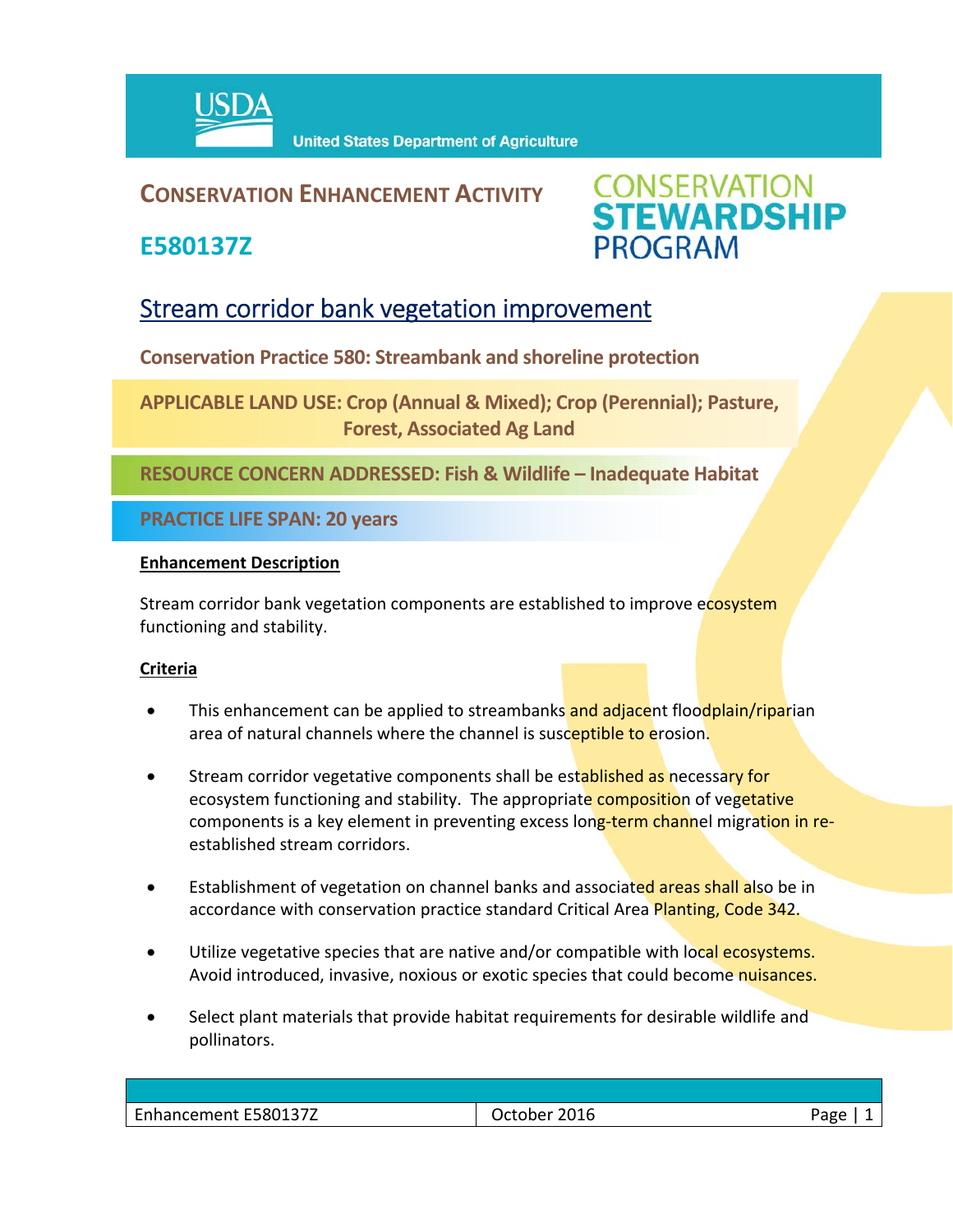USDA United States Department of Agriculture

## CONSERVATION ENHANCEMENT ACTIVITY

## E580137Z

CONSERVATION STEWARDSHIP PROGRAM

# Stream corridor bank vegetation improvement

**Conservation Practice 580: Streambank and shoreline protection**

**APPLICABLE LAND USE: Crop (Annual & Mixed); Crop (Perennial); Pasture, Forest, Associated Ag Land**

**RESOURCE CONCERN ADDRESSED: Fish & Wildlife – Inadequate Habitat**

**PRACTICE LIFE SPAN: 20 years**

**Enhancement Description**

Stream corridor bank vegetation components are established to improve ecosystem functioning and stability.

**Criteria**

- This enhancement can be applied to streambanks and adjacent floodplain/riparian area of natural channels where the channel is susceptible to erosion.
- Stream corridor vegetative components shall be established as necessary for ecosystem functioning and stability. The appropriate composition of vegetative components is a key element in preventing excess long-term channel migration in re-established stream corridors.
- Establishment of vegetation on channel banks and associated areas shall also be in accordance with conservation practice standard Critical Area Planting, Code 342.
- Utilize vegetative species that are native and/or compatible with local ecosystems. Avoid introduced, invasive, noxious or exotic species that could become nuisances.
- Select plant materials that provide habitat requirements for desirable wildlife and pollinators.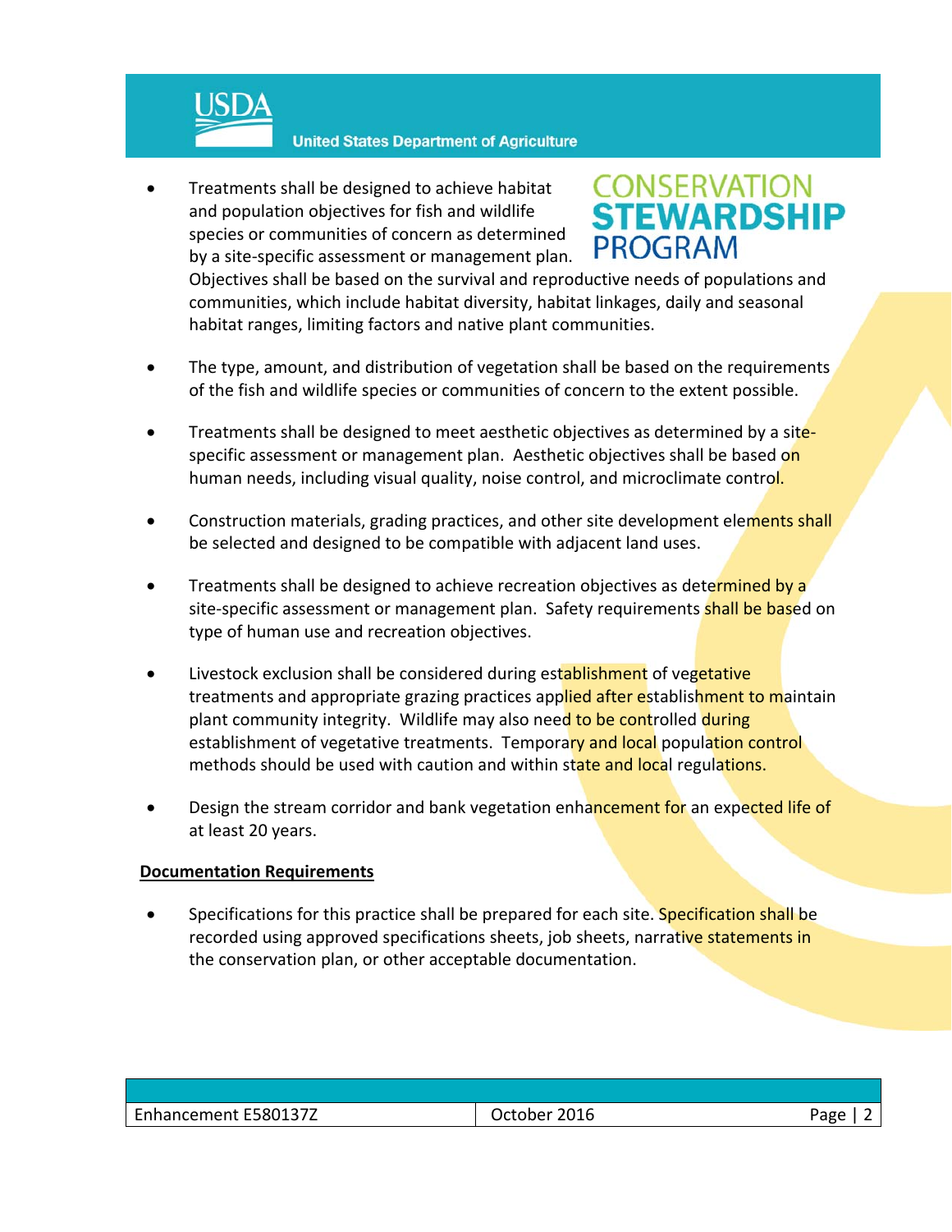- Treatments shall be designed to achieve habitat and population objectives for fish and wildlife species or communities of concern as determined by a site-specific assessment or management plan. Objectives shall be based on the survival and reproductive needs of populations and communities, which include habitat diversity, habitat linkages, daily and seasonal habitat ranges, limiting factors and native plant communities.

- The type, amount, and distribution of vegetation shall be based on the requirements of the fish and wildlife species or communities of concern to the extent possible.

- Treatments shall be designed to meet aesthetic objectives as determined by a site-specific assessment or management plan. Aesthetic objectives shall be based on human needs, including visual quality, noise control, and microclimate control.

- Construction materials, grading practices, and other site development elements shall be selected and designed to be compatible with adjacent land uses.

- Treatments shall be designed to achieve recreation objectives as determined by a site-specific assessment or management plan. Safety requirements shall be based on type of human use and recreation objectives.

- Livestock exclusion shall be considered during establishment of vegetative treatments and appropriate grazing practices applied after establishment to maintain plant community integrity. Wildlife may also need to be controlled during establishment of vegetative treatments. Temporary and local population control methods should be used with caution and within state and local regulations.

- Design the stream corridor and bank vegetation enhancement for an expected life of at least 20 years.

**Documentation Requirements**

- Specifications for this practice shall be prepared for each site. Specification shall be recorded using approved specifications sheets, job sheets, narrative statements in the conservation plan, or other acceptable documentation.